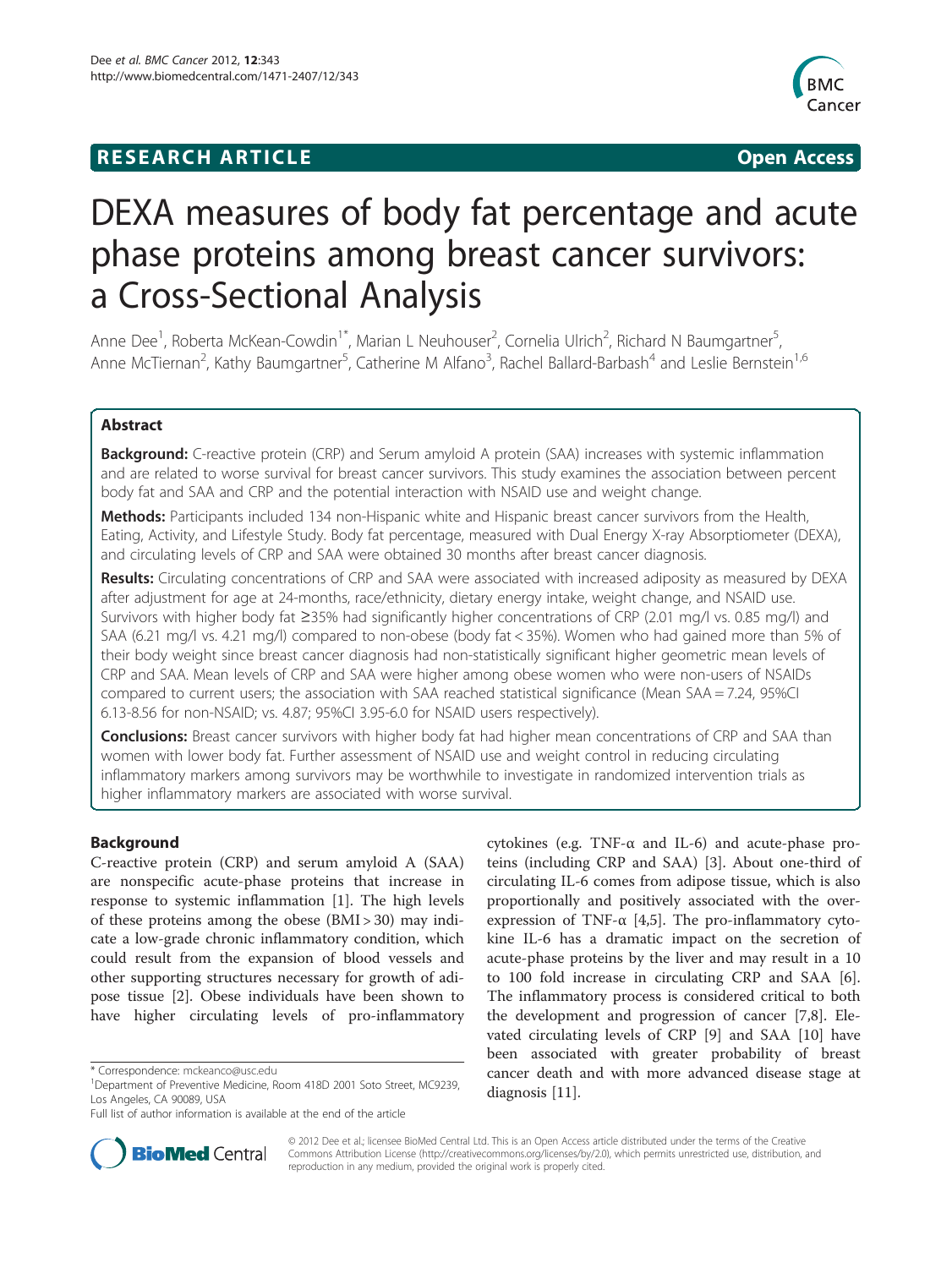RESEARCH ARTICLE Open Access

# DEXA measures of body fat percentage and acute phase proteins among breast cancer survivors: a Cross-Sectional Analysis

Anne Dee[1], Roberta McKean-Cowdin[1*], Marian L Neuhouser[2], Cornelia Ulrich[2], Richard N Baumgartner[5], Anne McTiernan[2], Kathy Baumgartner[5], Catherine M Alfano[3], Rachel Ballard-Barbash[4] and Leslie Bernstein[1,6]

## Abstract

**Background:** C-reactive protein (CRP) and Serum amyloid A protein (SAA) increases with systemic inflammation and are related to worse survival for breast cancer survivors. This study examines the association between percent body fat and SAA and CRP and the potential interaction with NSAID use and weight change.

**Methods:** Participants included 134 non-Hispanic white and Hispanic breast cancer survivors from the Health, Eating, Activity, and Lifestyle Study. Body fat percentage, measured with Dual Energy X-ray Absorptiometer (DEXA), and circulating levels of CRP and SAA were obtained 30 months after breast cancer diagnosis.

**Results:** Circulating concentrations of CRP and SAA were associated with increased adiposity as measured by DEXA after adjustment for age at 24-months, race/ethnicity, dietary energy intake, weight change, and NSAID use. Survivors with higher body fat ≥35% had significantly higher concentrations of CRP (2.01 mg/l vs. 0.85 mg/l) and SAA (6.21 mg/l vs. 4.21 mg/l) compared to non-obese (body fat < 35%). Women who had gained more than 5% of their body weight since breast cancer diagnosis had non-statistically significant higher geometric mean levels of CRP and SAA. Mean levels of CRP and SAA were higher among obese women who were non-users of NSAIDs compared to current users; the association with SAA reached statistical significance (Mean SAA = 7.24, 95%CI 6.13-8.56 for non-NSAID; vs. 4.87; 95%CI 3.95-6.0 for NSAID users respectively).

**Conclusions:** Breast cancer survivors with higher body fat had higher mean concentrations of CRP and SAA than women with lower body fat. Further assessment of NSAID use and weight control in reducing circulating inflammatory markers among survivors may be worthwhile to investigate in randomized intervention trials as higher inflammatory markers are associated with worse survival.

## Background

C-reactive protein (CRP) and serum amyloid A (SAA) are nonspecific acute-phase proteins that increase in response to systemic inflammation [1]. The high levels of these proteins among the obese (BMI > 30) may indicate a low-grade chronic inflammatory condition, which could result from the expansion of blood vessels and other supporting structures necessary for growth of adipose tissue [2]. Obese individuals have been shown to have higher circulating levels of pro-inflammatory cytokines (e.g. TNF-α and IL-6) and acute-phase proteins (including CRP and SAA) [3]. About one-third of circulating IL-6 comes from adipose tissue, which is also proportionally and positively associated with the over-expression of TNF-α [4,5]. The pro-inflammatory cytokine IL-6 has a dramatic impact on the secretion of acute-phase proteins by the liver and may result in a 10 to 100 fold increase in circulating CRP and SAA [6]. The inflammatory process is considered critical to both the development and progression of cancer [7,8]. Elevated circulating levels of CRP [9] and SAA [10] have been associated with greater probability of breast cancer death and with more advanced disease stage at diagnosis [11].

* Correspondence: mckeanco@usc.edu

[1]Department of Preventive Medicine, Room 418D 2001 Soto Street, MC9239, Los Angeles, CA 90089, USA

Full list of author information is available at the end of the article

© 2012 Dee et al.; licensee BioMed Central Ltd. This is an Open Access article distributed under the terms of the Creative Commons Attribution License (http://creativecommons.org/licenses/by/2.0), which permits unrestricted use, distribution, and reproduction in any medium, provided the original work is properly cited.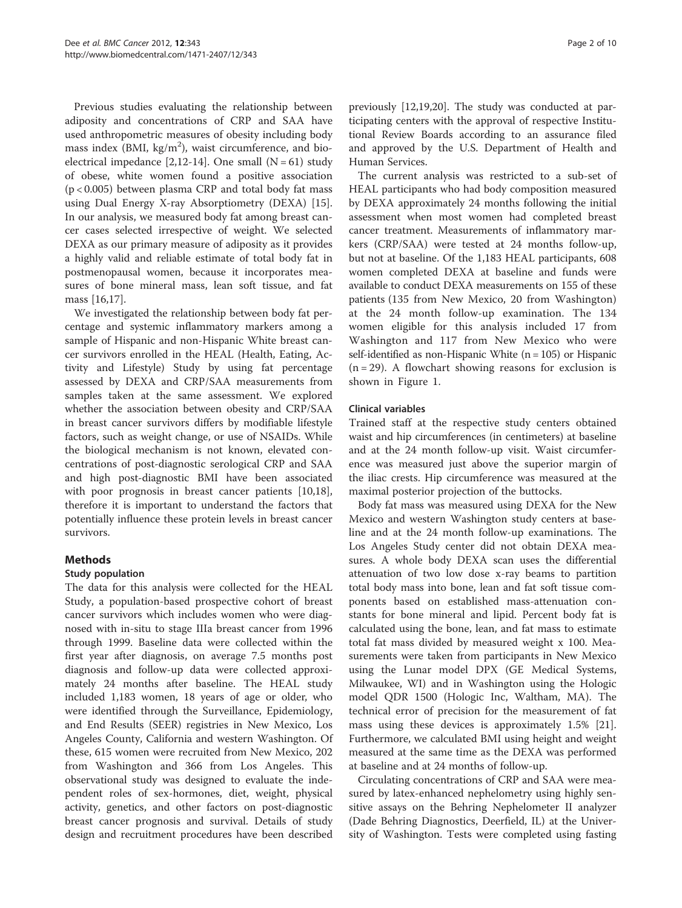Previous studies evaluating the relationship between adiposity and concentrations of CRP and SAA have used anthropometric measures of obesity including body mass index (BMI, $kg/m^2$), waist circumference, and bioelectrical impedance [2,12-14]. One small ($N = 61$) study of obese, white women found a positive association ($p < 0.005$) between plasma CRP and total body fat mass using Dual Energy X-ray Absorptiometry (DEXA) [15]. In our analysis, we measured body fat among breast cancer cases selected irrespective of weight. We selected DEXA as our primary measure of adiposity as it provides a highly valid and reliable estimate of total body fat in postmenopausal women, because it incorporates measures of bone mineral mass, lean soft tissue, and fat mass [16,17].

We investigated the relationship between body fat percentage and systemic inflammatory markers among a sample of Hispanic and non-Hispanic White breast cancer survivors enrolled in the HEAL (Health, Eating, Activity and Lifestyle) Study by using fat percentage assessed by DEXA and CRP/SAA measurements from samples taken at the same assessment. We explored whether the association between obesity and CRP/SAA in breast cancer survivors differs by modifiable lifestyle factors, such as weight change, or use of NSAIDs. While the biological mechanism is not known, elevated concentrations of post-diagnostic serological CRP and SAA and high post-diagnostic BMI have been associated with poor prognosis in breast cancer patients [10,18], therefore it is important to understand the factors that potentially influence these protein levels in breast cancer survivors.

## Methods

### Study population

The data for this analysis were collected for the HEAL Study, a population-based prospective cohort of breast cancer survivors which includes women who were diagnosed with in-situ to stage IIIa breast cancer from 1996 through 1999. Baseline data were collected within the first year after diagnosis, on average 7.5 months post diagnosis and follow-up data were collected approximately 24 months after baseline. The HEAL study included 1,183 women, 18 years of age or older, who were identified through the Surveillance, Epidemiology, and End Results (SEER) registries in New Mexico, Los Angeles County, California and western Washington. Of these, 615 women were recruited from New Mexico, 202 from Washington and 366 from Los Angeles. This observational study was designed to evaluate the independent roles of sex-hormones, diet, weight, physical activity, genetics, and other factors on post-diagnostic breast cancer prognosis and survival. Details of study design and recruitment procedures have been described previously [12,19,20]. The study was conducted at participating centers with the approval of respective Institutional Review Boards according to an assurance filed and approved by the U.S. Department of Health and Human Services.

The current analysis was restricted to a sub-set of HEAL participants who had body composition measured by DEXA approximately 24 months following the initial assessment when most women had completed breast cancer treatment. Measurements of inflammatory markers (CRP/SAA) were tested at 24 months follow-up, but not at baseline. Of the 1,183 HEAL participants, 608 women completed DEXA at baseline and funds were available to conduct DEXA measurements on 155 of these patients (135 from New Mexico, 20 from Washington) at the 24 month follow-up examination. The 134 women eligible for this analysis included 17 from Washington and 117 from New Mexico who were self-identified as non-Hispanic White ($n = 105$) or Hispanic ($n = 29$). A flowchart showing reasons for exclusion is shown in Figure 1.

### Clinical variables

Trained staff at the respective study centers obtained waist and hip circumferences (in centimeters) at baseline and at the 24 month follow-up visit. Waist circumference was measured just above the superior margin of the iliac crests. Hip circumference was measured at the maximal posterior projection of the buttocks.

Body fat mass was measured using DEXA for the New Mexico and western Washington study centers at baseline and at the 24 month follow-up examinations. The Los Angeles Study center did not obtain DEXA measures. A whole body DEXA scan uses the differential attenuation of two low dose x-ray beams to partition total body mass into bone, lean and fat soft tissue components based on established mass-attenuation constants for bone mineral and lipid. Percent body fat is calculated using the bone, lean, and fat mass to estimate total fat mass divided by measured weight x 100. Measurements were taken from participants in New Mexico using the Lunar model DPX (GE Medical Systems, Milwaukee, WI) and in Washington using the Hologic model QDR 1500 (Hologic Inc, Waltham, MA). The technical error of precision for the measurement of fat mass using these devices is approximately 1.5% [21]. Furthermore, we calculated BMI using height and weight measured at the same time as the DEXA was performed at baseline and at 24 months of follow-up.

Circulating concentrations of CRP and SAA were measured by latex-enhanced nephelometry using highly sensitive assays on the Behring Nephelometer II analyzer (Dade Behring Diagnostics, Deerfield, IL) at the University of Washington. Tests were completed using fasting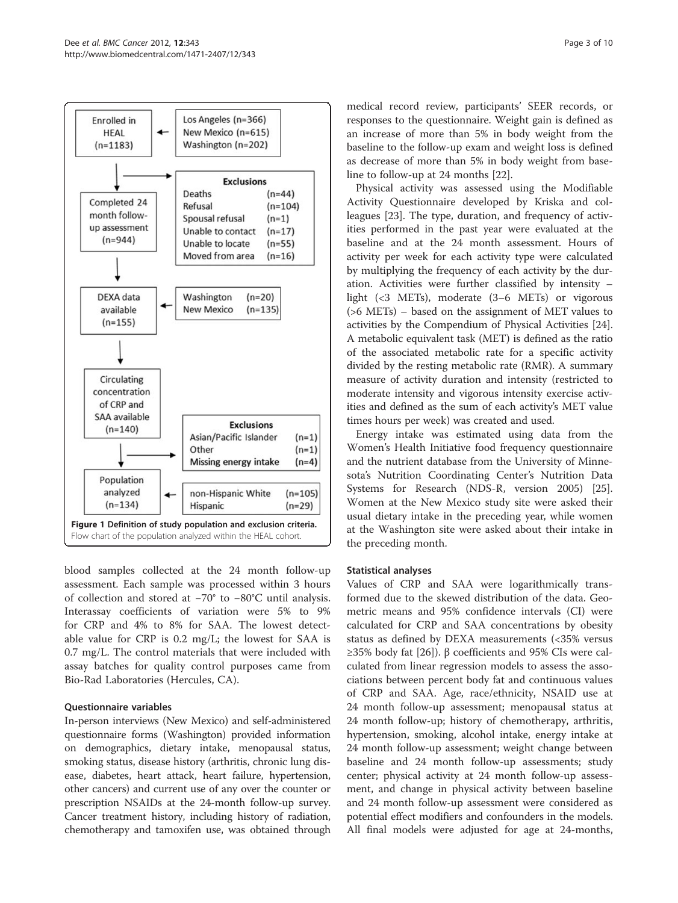Enrolled in HEAL (n=1183) ← Los Angeles (n=366), New Mexico (n=615), Washington (n=202)

Exclusions: Deaths (n=44), Refusal (n=104), Spousal refusal (n=1), Unable to contact (n=17), Unable to locate (n=55), Moved from area (n=16)

Completed 24 month follow-up assessment (n=944)

DEXA data available (n=155) ← Washington (n=20), New Mexico (n=135)

Circulating concentration of CRP and SAA available (n=140)

Exclusions: Asian/Pacific Islander (n=1), Other (n=1), Missing energy intake (n=4)

Population analyzed (n=134) ← non-Hispanic White (n=105), Hispanic (n=29)

**Figure 1 Definition of study population and exclusion criteria.** Flow chart of the population analyzed within the HEAL cohort.

blood samples collected at the 24 month follow-up assessment. Each sample was processed within 3 hours of collection and stored at −70° to −80°C until analysis. Interassay coefficients of variation were 5% to 9% for CRP and 4% to 8% for SAA. The lowest detectable value for CRP is 0.2 mg/L; the lowest for SAA is 0.7 mg/L. The control materials that were included with assay batches for quality control purposes came from Bio-Rad Laboratories (Hercules, CA).

### Questionnaire variables

In-person interviews (New Mexico) and self-administered questionnaire forms (Washington) provided information on demographics, dietary intake, menopausal status, smoking status, disease history (arthritis, chronic lung disease, diabetes, heart attack, heart failure, hypertension, other cancers) and current use of any over the counter or prescription NSAIDs at the 24-month follow-up survey. Cancer treatment history, including history of radiation, chemotherapy and tamoxifen use, was obtained through medical record review, participants' SEER records, or responses to the questionnaire. Weight gain is defined as an increase of more than 5% in body weight from the baseline to the follow-up exam and weight loss is defined as decrease of more than 5% in body weight from baseline to follow-up at 24 months [22].

Physical activity was assessed using the Modifiable Activity Questionnaire developed by Kriska and colleagues [23]. The type, duration, and frequency of activities performed in the past year were evaluated at the baseline and at the 24 month assessment. Hours of activity per week for each activity type were calculated by multiplying the frequency of each activity by the duration. Activities were further classified by intensity – light (<3 METs), moderate (3–6 METs) or vigorous (>6 METs) – based on the assignment of MET values to activities by the Compendium of Physical Activities [24]. A metabolic equivalent task (MET) is defined as the ratio of the associated metabolic rate for a specific activity divided by the resting metabolic rate (RMR). A summary measure of activity duration and intensity (restricted to moderate intensity and vigorous intensity exercise activities and defined as the sum of each activity's MET value times hours per week) was created and used.

Energy intake was estimated using data from the Women's Health Initiative food frequency questionnaire and the nutrient database from the University of Minnesota's Nutrition Coordinating Center's Nutrition Data Systems for Research (NDS-R, version 2005) [25]. Women at the New Mexico study site were asked their usual dietary intake in the preceding year, while women at the Washington site were asked about their intake in the preceding month.

### Statistical analyses

Values of CRP and SAA were logarithmically transformed due to the skewed distribution of the data. Geometric means and 95% confidence intervals (CI) were calculated for CRP and SAA concentrations by obesity status as defined by DEXA measurements (<35% versus ≥35% body fat [26]). β coefficients and 95% CIs were calculated from linear regression models to assess the associations between percent body fat and continuous values of CRP and SAA. Age, race/ethnicity, NSAID use at 24 month follow-up assessment; menopausal status at 24 month follow-up; history of chemotherapy, arthritis, hypertension, smoking, alcohol intake, energy intake at 24 month follow-up assessment; weight change between baseline and 24 month follow-up assessments; study center; physical activity at 24 month follow-up assessment, and change in physical activity between baseline and 24 month follow-up assessment were considered as potential effect modifiers and confounders in the models. All final models were adjusted for age at 24-months,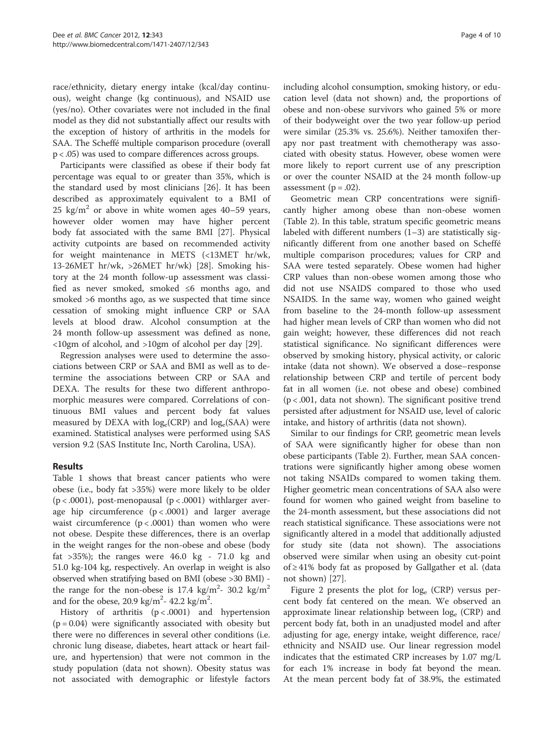race/ethnicity, dietary energy intake (kcal/day continuous), weight change (kg continuous), and NSAID use (yes/no). Other covariates were not included in the final model as they did not substantially affect our results with the exception of history of arthritis in the models for SAA. The Scheffé multiple comparison procedure (overall $p < .05$) was used to compare differences across groups.

Participants were classified as obese if their body fat percentage was equal to or greater than 35%, which is the standard used by most clinicians [26]. It has been described as approximately equivalent to a BMI of 25 $kg/m^2$ or above in white women ages 40–59 years, however older women may have higher percent body fat associated with the same BMI [27]. Physical activity cutpoints are based on recommended activity for weight maintenance in METS (<13MET hr/wk, 13-26MET hr/wk, >26MET hr/wk) [28]. Smoking history at the 24 month follow-up assessment was classified as never smoked, smoked ≤6 months ago, and smoked >6 months ago, as we suspected that time since cessation of smoking might influence CRP or SAA levels at blood draw. Alcohol consumption at the 24 month follow-up assessment was defined as none, <10gm of alcohol, and >10gm of alcohol per day [29].

Regression analyses were used to determine the associations between CRP or SAA and BMI as well as to determine the associations between CRP or SAA and DEXA. The results for these two different anthropomorphic measures were compared. Correlations of continuous BMI values and percent body fat values measured by DEXA with $\log_e$(CRP) and $\log_e$(SAA) were examined. Statistical analyses were performed using SAS version 9.2 (SAS Institute Inc, North Carolina, USA).

## Results

Table 1 shows that breast cancer patients who were obese (i.e., body fat >35%) were more likely to be older ($p < .0001$), post-menopausal ($p < .0001$) withlarger average hip circumference ($p < .0001$) and larger average waist circumference ($p < .0001$) than women who were not obese. Despite these differences, there is an overlap in the weight ranges for the non-obese and obese (body fat >35%); the ranges were 46.0 kg - 71.0 kg and 51.0 kg-104 kg, respectively. An overlap in weight is also observed when stratifying based on BMI (obese >30 BMI) - the range for the non-obese is 17.4 $kg/m^2$- 30.2 $kg/m^2$ and for the obese, 20.9 $kg/m^2$- 42.2 $kg/m^2$.

History of arthritis ($p < .0001$) and hypertension ($p = 0.04$) were significantly associated with obesity but there were no differences in several other conditions (i.e. chronic lung disease, diabetes, heart attack or heart failure, and hypertension) that were not common in the study population (data not shown). Obesity status was not associated with demographic or lifestyle factors including alcohol consumption, smoking history, or education level (data not shown) and, the proportions of obese and non-obese survivors who gained 5% or more of their bodyweight over the two year follow-up period were similar (25.3% vs. 25.6%). Neither tamoxifen therapy nor past treatment with chemotherapy was associated with obesity status. However, obese women were more likely to report current use of any prescription or over the counter NSAID at the 24 month follow-up assessment ($p = .02$).

Geometric mean CRP concentrations were significantly higher among obese than non-obese women (Table 2). In this table, stratum specific geometric means labeled with different numbers (1–3) are statistically significantly different from one another based on Scheffé multiple comparison procedures; values for CRP and SAA were tested separately. Obese women had higher CRP values than non-obese women among those who did not use NSAIDS compared to those who used NSAIDS. In the same way, women who gained weight from baseline to the 24-month follow-up assessment had higher mean levels of CRP than women who did not gain weight; however, these differences did not reach statistical significance. No significant differences were observed by smoking history, physical activity, or caloric intake (data not shown). We observed a dose–response relationship between CRP and tertile of percent body fat in all women (i.e. not obese and obese) combined ($p < .001$, data not shown). The significant positive trend persisted after adjustment for NSAID use, level of caloric intake, and history of arthritis (data not shown).

Similar to our findings for CRP, geometric mean levels of SAA were significantly higher for obese than non obese participants (Table 2). Further, mean SAA concentrations were significantly higher among obese women not taking NSAIDs compared to women taking them. Higher geometric mean concentrations of SAA also were found for women who gained weight from baseline to the 24-month assessment, but these associations did not reach statistical significance. These associations were not significantly altered in a model that additionally adjusted for study site (data not shown). The associations observed were similar when using an obesity cut-point of ≥ 41% body fat as proposed by Gallgather et al. (data not shown) [27].

Figure 2 presents the plot for $\log_e$ (CRP) versus percent body fat centered on the mean. We observed an approximate linear relationship between $\log_e$ (CRP) and percent body fat, both in an unadjusted model and after adjusting for age, energy intake, weight difference, race/ethnicity and NSAID use. Our linear regression model indicates that the estimated CRP increases by 1.07 mg/L for each 1% increase in body fat beyond the mean. At the mean percent body fat of 38.9%, the estimated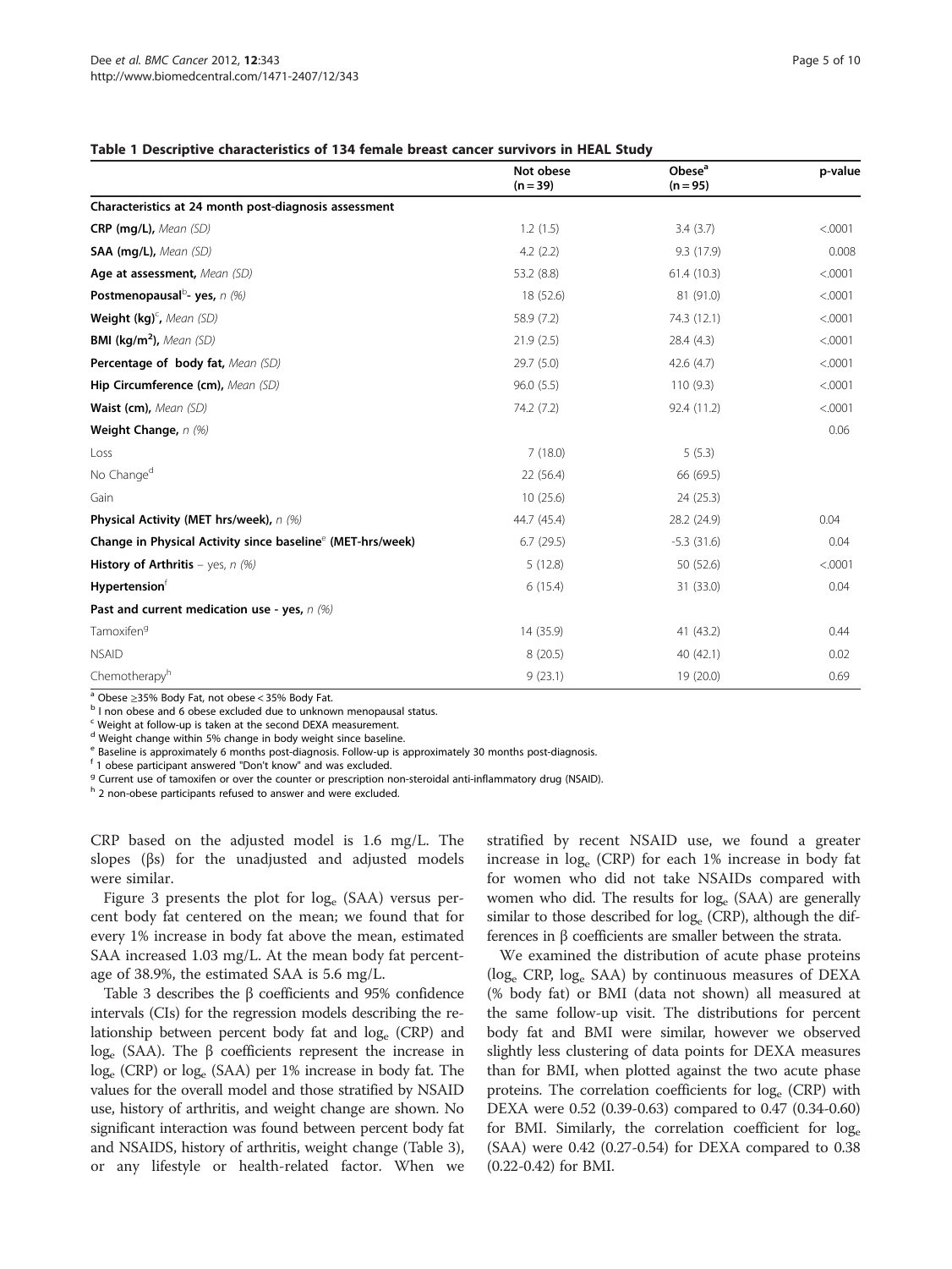**Table 1 Descriptive characteristics of 134 female breast cancer survivors in HEAL Study**

| | Not obese (n = 39) | Obese[a] (n = 95) | p-value |
|---|---|---|---|
| **Characteristics at 24 month post-diagnosis assessment** | | | |
| **CRP (mg/L),** *Mean (SD)* | 1.2 (1.5) | 3.4 (3.7) | <.0001 |
| **SAA (mg/L),** *Mean (SD)* | 4.2 (2.2) | 9.3 (17.9) | 0.008 |
| **Age at assessment,** *Mean (SD)* | 53.2 (8.8) | 61.4 (10.3) | <.0001 |
| **Postmenopausal**[b]**- yes,** *n (%)* | 18 (52.6) | 81 (91.0) | <.0001 |
| **Weight (kg)**[c]**,** *Mean (SD)* | 58.9 (7.2) | 74.3 (12.1) | <.0001 |
| **BMI (kg/m²),** *Mean (SD)* | 21.9 (2.5) | 28.4 (4.3) | <.0001 |
| **Percentage of body fat,** *Mean (SD)* | 29.7 (5.0) | 42.6 (4.7) | <.0001 |
| **Hip Circumference (cm),** *Mean (SD)* | 96.0 (5.5) | 110 (9.3) | <.0001 |
| **Waist (cm),** *Mean (SD)* | 74.2 (7.2) | 92.4 (11.2) | <.0001 |
| **Weight Change,** *n (%)* | | | 0.06 |
| Loss | 7 (18.0) | 5 (5.3) | |
| No Change[d] | 22 (56.4) | 66 (69.5) | |
| Gain | 10 (25.6) | 24 (25.3) | |
| **Physical Activity (MET hrs/week),** *n (%)* | 44.7 (45.4) | 28.2 (24.9) | 0.04 |
| **Change in Physical Activity since baseline**[e] **(MET-hrs/week)** | 6.7 (29.5) | -5.3 (31.6) | 0.04 |
| **History of Arthritis** – yes, *n (%)* | 5 (12.8) | 50 (52.6) | <.0001 |
| **Hypertension**[f] | 6 (15.4) | 31 (33.0) | 0.04 |
| **Past and current medication use - yes,** *n (%)* | | | |
| Tamoxifen[g] | 14 (35.9) | 41 (43.2) | 0.44 |
| NSAID | 8 (20.5) | 40 (42.1) | 0.02 |
| Chemotherapy[h] | 9 (23.1) | 19 (20.0) | 0.69 |

[a] Obese ≥35% Body Fat, not obese < 35% Body Fat.
[b] I non obese and 6 obese excluded due to unknown menopausal status.
[c] Weight at follow-up is taken at the second DEXA measurement.
[d] Weight change within 5% change in body weight since baseline.
[e] Baseline is approximately 6 months post-diagnosis. Follow-up is approximately 30 months post-diagnosis.
[f] 1 obese participant answered "Don't know" and was excluded.
[g] Current use of tamoxifen or over the counter or prescription non-steroidal anti-inflammatory drug (NSAID).
[h] 2 non-obese participants refused to answer and were excluded.

CRP based on the adjusted model is 1.6 mg/L. The slopes (βs) for the unadjusted and adjusted models were similar.

Figure 3 presents the plot for $\log_e$ (SAA) versus percent body fat centered on the mean; we found that for every 1% increase in body fat above the mean, estimated SAA increased 1.03 mg/L. At the mean body fat percentage of 38.9%, the estimated SAA is 5.6 mg/L.

Table 3 describes the β coefficients and 95% confidence intervals (CIs) for the regression models describing the relationship between percent body fat and $\log_e$ (CRP) and $\log_e$ (SAA). The β coefficients represent the increase in $\log_e$ (CRP) or $\log_e$ (SAA) per 1% increase in body fat. The values for the overall model and those stratified by NSAID use, history of arthritis, and weight change are shown. No significant interaction was found between percent body fat and NSAIDS, history of arthritis, weight change (Table 3), or any lifestyle or health-related factor. When we stratified by recent NSAID use, we found a greater increase in $\log_e$ (CRP) for each 1% increase in body fat for women who did not take NSAIDs compared with women who did. The results for $\log_e$ (SAA) are generally similar to those described for $\log_e$ (CRP), although the differences in β coefficients are smaller between the strata.

We examined the distribution of acute phase proteins ($\log_e$ CRP, $\log_e$ SAA) by continuous measures of DEXA (% body fat) or BMI (data not shown) all measured at the same follow-up visit. The distributions for percent body fat and BMI were similar, however we observed slightly less clustering of data points for DEXA measures than for BMI, when plotted against the two acute phase proteins. The correlation coefficients for $\log_e$ (CRP) with DEXA were 0.52 (0.39-0.63) compared to 0.47 (0.34-0.60) for BMI. Similarly, the correlation coefficient for $\log_e$ (SAA) were 0.42 (0.27-0.54) for DEXA compared to 0.38 (0.22-0.42) for BMI.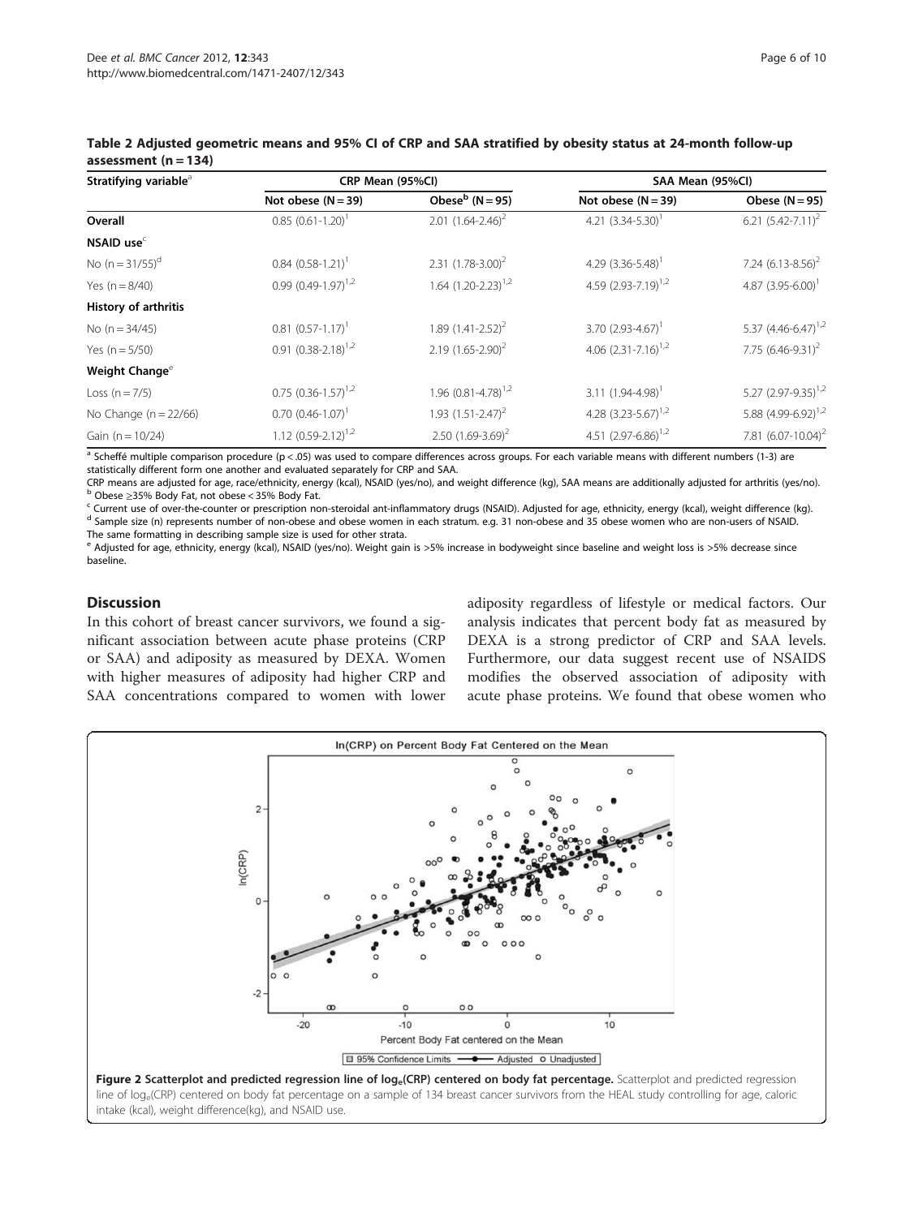**Table 2 Adjusted geometric means and 95% CI of CRP and SAA stratified by obesity status at 24-month follow-up assessment (n = 134)**

| Stratifying variable[a] | CRP Mean (95%CI) | | SAA Mean (95%CI) | |
|---|---|---|---|---|
| | Not obese (N = 39) | Obese[b] (N = 95) | Not obese (N = 39) | Obese (N = 95) |
| **Overall** | 0.85 (0.61-1.20)[1] | 2.01 (1.64-2.46)[2] | 4.21 (3.34-5.30)[1] | 6.21 (5.42-7.11)[2] |
| **NSAID use**[c] | | | | |
| No (n = 31/55)[d] | 0.84 (0.58-1.21)[1] | 2.31 (1.78-3.00)[2] | 4.29 (3.36-5.48)[1] | 7.24 (6.13-8.56)[2] |
| Yes (n = 8/40) | 0.99 (0.49-1.97)[1,2] | 1.64 (1.20-2.23)[1,2] | 4.59 (2.93-7.19)[1,2] | 4.87 (3.95-6.00)[1] |
| **History of arthritis** | | | | |
| No (n = 34/45) | 0.81 (0.57-1.17)[1] | 1.89 (1.41-2.52)[2] | 3.70 (2.93-4.67)[1] | 5.37 (4.46-6.47)[1,2] |
| Yes (n = 5/50) | 0.91 (0.38-2.18)[1,2] | 2.19 (1.65-2.90)[2] | 4.06 (2.31-7.16)[1,2] | 7.75 (6.46-9.31)[2] |
| **Weight Change**[e] | | | | |
| Loss (n = 7/5) | 0.75 (0.36-1.57)[1,2] | 1.96 (0.81-4.78)[1,2] | 3.11 (1.94-4.98)[1] | 5.27 (2.97-9.35)[1,2] |
| No Change (n = 22/66) | 0.70 (0.46-1.07)[1] | 1.93 (1.51-2.47)[2] | 4.28 (3.23-5.67)[1,2] | 5.88 (4.99-6.92)[1,2] |
| Gain (n = 10/24) | 1.12 (0.59-2.12)[1,2] | 2.50 (1.69-3.69)[2] | 4.51 (2.97-6.86)[1,2] | 7.81 (6.07-10.04)[2] |

[a] Scheffé multiple comparison procedure ($p < .05$) was used to compare differences across groups. For each variable means with different numbers (1-3) are statistically different form one another and evaluated separately for CRP and SAA.
CRP means are adjusted for age, race/ethnicity, energy (kcal), NSAID (yes/no), and weight difference (kg), SAA means are additionally adjusted for arthritis (yes/no).
[b] Obese ≥35% Body Fat, not obese < 35% Body Fat.
[c] Current use of over-the-counter or prescription non-steroidal ant-inflammatory drugs (NSAID). Adjusted for age, ethnicity, energy (kcal), weight difference (kg).
[d] Sample size (n) represents number of non-obese and obese women in each stratum. e.g. 31 non-obese and 35 obese women who are non-users of NSAID. The same formatting in describing sample size is used for other strata.
[e] Adjusted for age, ethnicity, energy (kcal), NSAID (yes/no). Weight gain is >5% increase in bodyweight since baseline and weight loss is >5% decrease since baseline.

## Discussion

In this cohort of breast cancer survivors, we found a significant association between acute phase proteins (CRP or SAA) and adiposity as measured by DEXA. Women with higher measures of adiposity had higher CRP and SAA concentrations compared to women with lower adiposity regardless of lifestyle or medical factors. Our analysis indicates that percent body fat as measured by DEXA is a strong predictor of CRP and SAA levels. Furthermore, our data suggest recent use of NSAIDS modifies the observed association of adiposity with acute phase proteins. We found that obese women who

**Figure 2 Scatterplot and predicted regression line of $\log_e$(CRP) centered on body fat percentage.** Scatterplot and predicted regression line of $\log_e$(CRP) centered on body fat percentage on a sample of 134 breast cancer survivors from the HEAL study controlling for age, caloric intake (kcal), weight difference(kg), and NSAID use.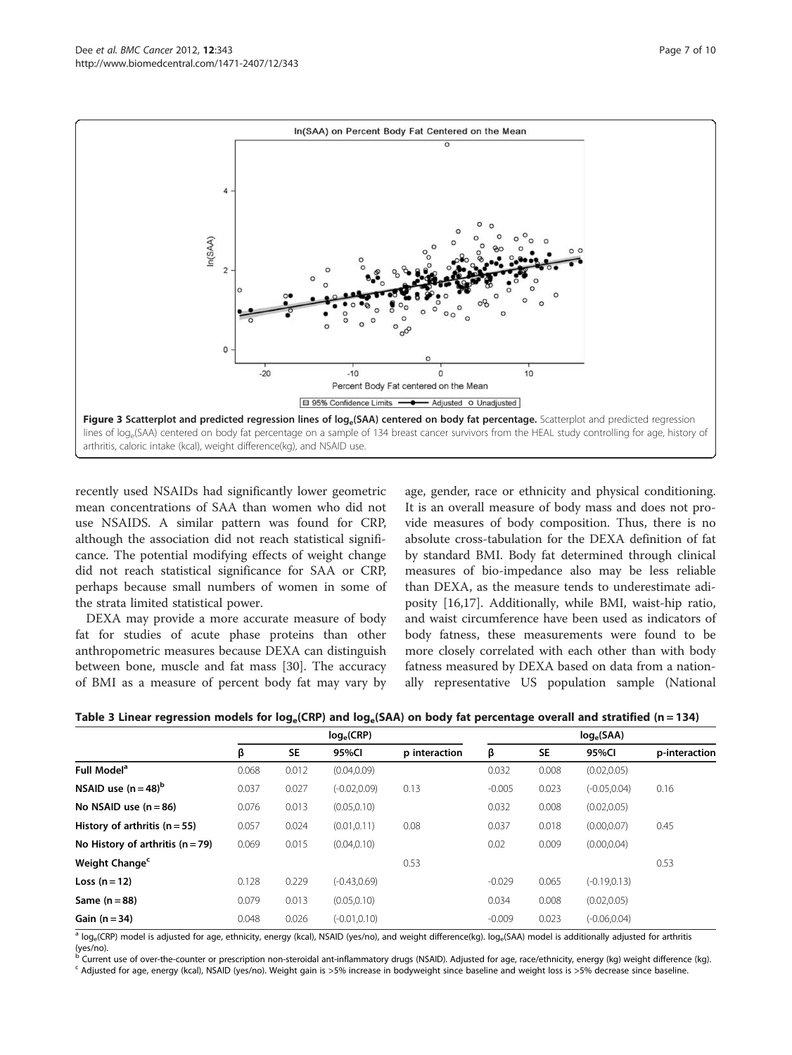**Figure 3 Scatterplot and predicted regression lines of $\log_e$(SAA) centered on body fat percentage.** Scatterplot and predicted regression lines of $\log_e$(SAA) centered on body fat percentage on a sample of 134 breast cancer survivors from the HEAL study controlling for age, history of arthritis, caloric intake (kcal), weight difference(kg), and NSAID use.

recently used NSAIDs had significantly lower geometric mean concentrations of SAA than women who did not use NSAIDS. A similar pattern was found for CRP, although the association did not reach statistical significance. The potential modifying effects of weight change did not reach statistical significance for SAA or CRP, perhaps because small numbers of women in some of the strata limited statistical power.

DEXA may provide a more accurate measure of body fat for studies of acute phase proteins than other anthropometric measures because DEXA can distinguish between bone, muscle and fat mass [30]. The accuracy of BMI as a measure of percent body fat may vary by age, gender, race or ethnicity and physical conditioning. It is an overall measure of body mass and does not provide measures of body composition. Thus, there is no absolute cross-tabulation for the DEXA definition of fat by standard BMI. Body fat determined through clinical measures of bio-impedance also may be less reliable than DEXA, as the measure tends to underestimate adiposity [16,17]. Additionally, while BMI, waist-hip ratio, and waist circumference have been used as indicators of body fatness, these measurements were found to be more closely correlated with each other than with body fatness measured by DEXA based on data from a nationally representative US population sample (National

**Table 3 Linear regression models for $\log_e$(CRP) and $\log_e$(SAA) on body fat percentage overall and stratified (n = 134)**

| | $\log_e$(CRP) | | | | $\log_e$(SAA) | | | |
|---|---|---|---|---|---|---|---|---|
| | β | SE | 95%CI | p interaction | β | SE | 95%CI | p-interaction |
| **Full Model**[a] | 0.068 | 0.012 | (0.04,0.09) | | 0.032 | 0.008 | (0.02,0.05) | |
| **NSAID use (n = 48)**[b] | 0.037 | 0.027 | (-0.02,0.09) | 0.13 | -0.005 | 0.023 | (-0.05,0.04) | 0.16 |
| **No NSAID use (n = 86)** | 0.076 | 0.013 | (0.05,0.10) | | 0.032 | 0.008 | (0.02,0.05) | |
| **History of arthritis (n = 55)** | 0.057 | 0.024 | (0.01,0.11) | 0.08 | 0.037 | 0.018 | (0.00,0.07) | 0.45 |
| **No History of arthritis (n = 79)** | 0.069 | 0.015 | (0.04,0.10) | | 0.02 | 0.009 | (0.00,0.04) | |
| **Weight Change**[c] | | | | 0.53 | | | | 0.53 |
| **Loss (n = 12)** | 0.128 | 0.229 | (-0.43,0.69) | | -0.029 | 0.065 | (-0.19,0.13) | |
| **Same (n = 88)** | 0.079 | 0.013 | (0.05,0.10) | | 0.034 | 0.008 | (0.02,0.05) | |
| **Gain (n = 34)** | 0.048 | 0.026 | (-0.01,0.10) | | -0.009 | 0.023 | (-0.06,0.04) | |

[a] $\log_e$(CRP) model is adjusted for age, ethnicity, energy (kcal), NSAID (yes/no), and weight difference(kg). $\log_e$(SAA) model is additionally adjusted for arthritis (yes/no).
[b] Current use of over-the-counter or prescription non-steroidal ant-inflammatory drugs (NSAID). Adjusted for age, race/ethnicity, energy (kg) weight difference (kg).
[c] Adjusted for age, energy (kcal), NSAID (yes/no). Weight gain is >5% increase in bodyweight since baseline and weight loss is >5% decrease since baseline.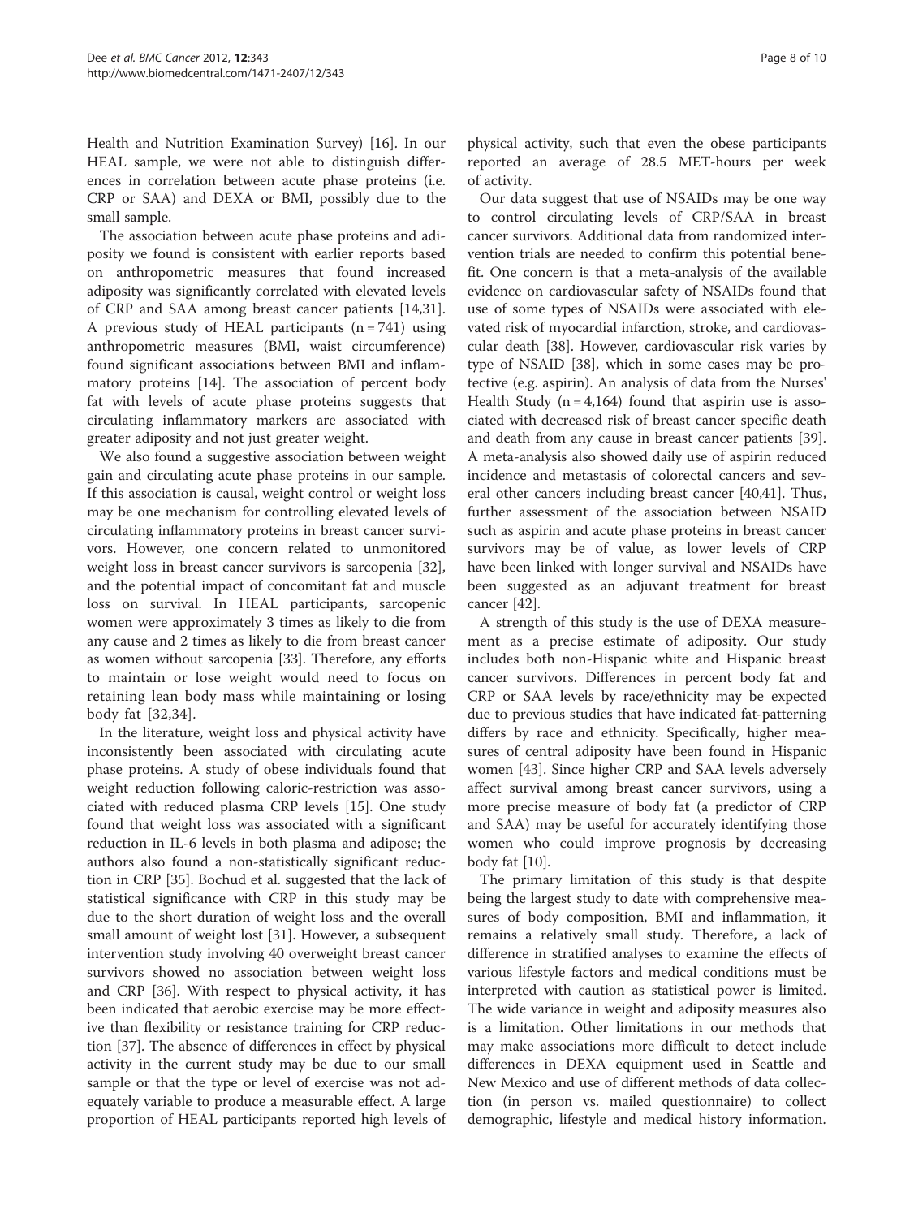Health and Nutrition Examination Survey) [16]. In our HEAL sample, we were not able to distinguish differences in correlation between acute phase proteins (i.e. CRP or SAA) and DEXA or BMI, possibly due to the small sample.

The association between acute phase proteins and adiposity we found is consistent with earlier reports based on anthropometric measures that found increased adiposity was significantly correlated with elevated levels of CRP and SAA among breast cancer patients [14,31]. A previous study of HEAL participants (n = 741) using anthropometric measures (BMI, waist circumference) found significant associations between BMI and inflammatory proteins [14]. The association of percent body fat with levels of acute phase proteins suggests that circulating inflammatory markers are associated with greater adiposity and not just greater weight.

We also found a suggestive association between weight gain and circulating acute phase proteins in our sample. If this association is causal, weight control or weight loss may be one mechanism for controlling elevated levels of circulating inflammatory proteins in breast cancer survivors. However, one concern related to unmonitored weight loss in breast cancer survivors is sarcopenia [32], and the potential impact of concomitant fat and muscle loss on survival. In HEAL participants, sarcopenic women were approximately 3 times as likely to die from any cause and 2 times as likely to die from breast cancer as women without sarcopenia [33]. Therefore, any efforts to maintain or lose weight would need to focus on retaining lean body mass while maintaining or losing body fat [32,34].

In the literature, weight loss and physical activity have inconsistently been associated with circulating acute phase proteins. A study of obese individuals found that weight reduction following caloric-restriction was associated with reduced plasma CRP levels [15]. One study found that weight loss was associated with a significant reduction in IL-6 levels in both plasma and adipose; the authors also found a non-statistically significant reduction in CRP [35]. Bochud et al. suggested that the lack of statistical significance with CRP in this study may be due to the short duration of weight loss and the overall small amount of weight lost [31]. However, a subsequent intervention study involving 40 overweight breast cancer survivors showed no association between weight loss and CRP [36]. With respect to physical activity, it has been indicated that aerobic exercise may be more effective than flexibility or resistance training for CRP reduction [37]. The absence of differences in effect by physical activity in the current study may be due to our small sample or that the type or level of exercise was not adequately variable to produce a measurable effect. A large proportion of HEAL participants reported high levels of physical activity, such that even the obese participants reported an average of 28.5 MET-hours per week of activity.

Our data suggest that use of NSAIDs may be one way to control circulating levels of CRP/SAA in breast cancer survivors. Additional data from randomized intervention trials are needed to confirm this potential benefit. One concern is that a meta-analysis of the available evidence on cardiovascular safety of NSAIDs found that use of some types of NSAIDs were associated with elevated risk of myocardial infarction, stroke, and cardiovascular death [38]. However, cardiovascular risk varies by type of NSAID [38], which in some cases may be protective (e.g. aspirin). An analysis of data from the Nurses' Health Study (n = 4,164) found that aspirin use is associated with decreased risk of breast cancer specific death and death from any cause in breast cancer patients [39]. A meta-analysis also showed daily use of aspirin reduced incidence and metastasis of colorectal cancers and several other cancers including breast cancer [40,41]. Thus, further assessment of the association between NSAID such as aspirin and acute phase proteins in breast cancer survivors may be of value, as lower levels of CRP have been linked with longer survival and NSAIDs have been suggested as an adjuvant treatment for breast cancer [42].

A strength of this study is the use of DEXA measurement as a precise estimate of adiposity. Our study includes both non-Hispanic white and Hispanic breast cancer survivors. Differences in percent body fat and CRP or SAA levels by race/ethnicity may be expected due to previous studies that have indicated fat-patterning differs by race and ethnicity. Specifically, higher measures of central adiposity have been found in Hispanic women [43]. Since higher CRP and SAA levels adversely affect survival among breast cancer survivors, using a more precise measure of body fat (a predictor of CRP and SAA) may be useful for accurately identifying those women who could improve prognosis by decreasing body fat [10].

The primary limitation of this study is that despite being the largest study to date with comprehensive measures of body composition, BMI and inflammation, it remains a relatively small study. Therefore, a lack of difference in stratified analyses to examine the effects of various lifestyle factors and medical conditions must be interpreted with caution as statistical power is limited. The wide variance in weight and adiposity measures also is a limitation. Other limitations in our methods that may make associations more difficult to detect include differences in DEXA equipment used in Seattle and New Mexico and use of different methods of data collection (in person vs. mailed questionnaire) to collect demographic, lifestyle and medical history information.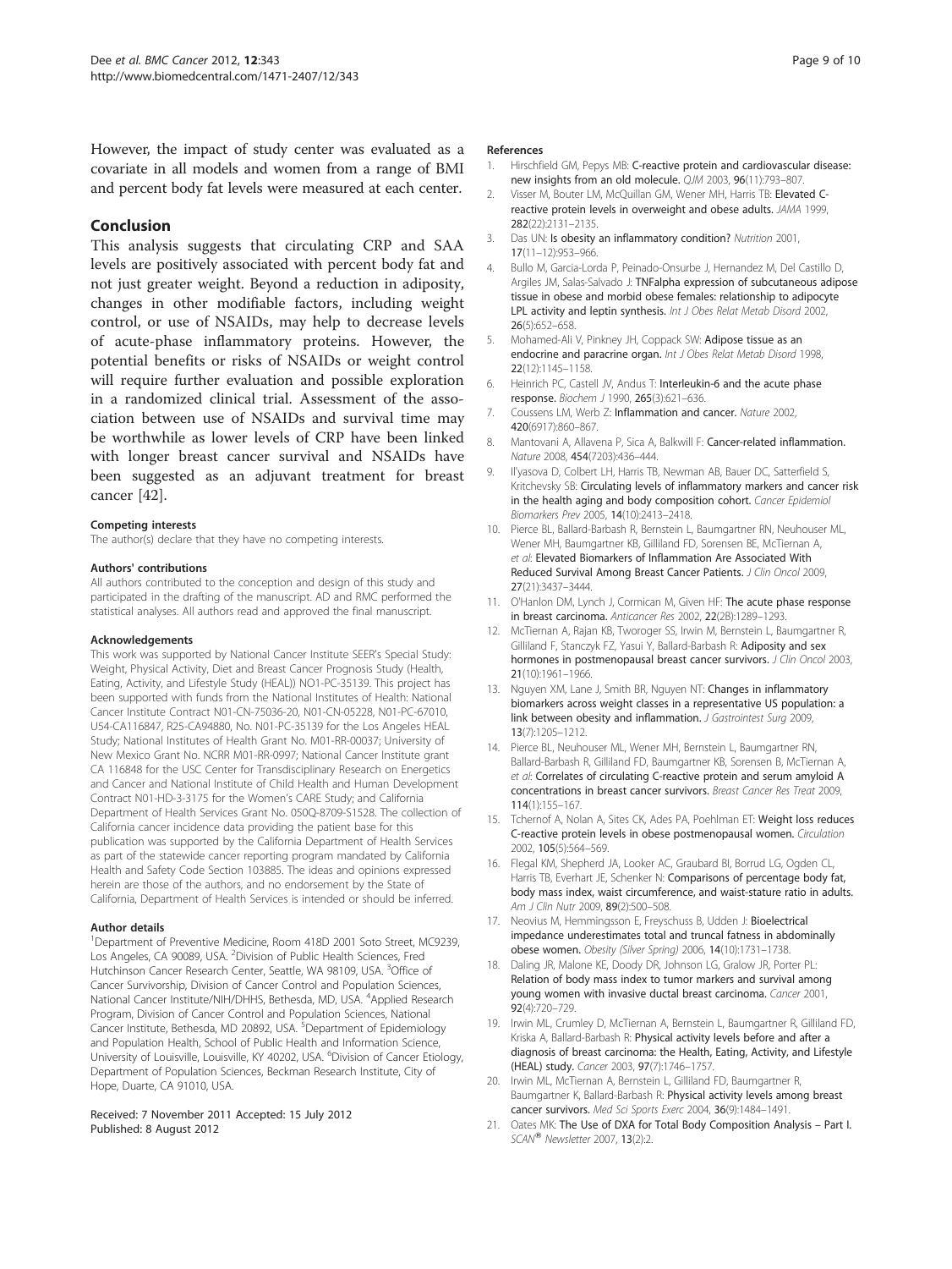However, the impact of study center was evaluated as a covariate in all models and women from a range of BMI and percent body fat levels were measured at each center.

## Conclusion

This analysis suggests that circulating CRP and SAA levels are positively associated with percent body fat and not just greater weight. Beyond a reduction in adiposity, changes in other modifiable factors, including weight control, or use of NSAIDs, may help to decrease levels of acute-phase inflammatory proteins. However, the potential benefits or risks of NSAIDs or weight control will require further evaluation and possible exploration in a randomized clinical trial. Assessment of the association between use of NSAIDs and survival time may be worthwhile as lower levels of CRP have been linked with longer breast cancer survival and NSAIDs have been suggested as an adjuvant treatment for breast cancer [42].

#### Competing interests

The author(s) declare that they have no competing interests.

#### Authors' contributions

All authors contributed to the conception and design of this study and participated in the drafting of the manuscript. AD and RMC performed the statistical analyses. All authors read and approved the final manuscript.

#### Acknowledgements

This work was supported by National Cancer Institute SEER's Special Study: Weight, Physical Activity, Diet and Breast Cancer Prognosis Study (Health, Eating, Activity, and Lifestyle Study (HEAL)) NO1-PC-35139. This project has been supported with funds from the National Institutes of Health: National Cancer Institute Contract N01-CN-75036-20, N01-CN-05228, N01-PC-67010, U54-CA116847, R25-CA94880, No. N01-PC-35139 for the Los Angeles HEAL Study; National Institutes of Health Grant No. M01-RR-00037; University of New Mexico Grant No. NCRR M01-RR-0997; National Cancer Institute grant CA 116848 for the USC Center for Transdisciplinary Research on Energetics and Cancer and National Institute of Child Health and Human Development Contract N01-HD-3-3175 for the Women's CARE Study; and California Department of Health Services Grant No. 050Q-8709-S1528. The collection of California cancer incidence data providing the patient base for this publication was supported by the California Department of Health Services as part of the statewide cancer reporting program mandated by California Health and Safety Code Section 103885. The ideas and opinions expressed herein are those of the authors, and no endorsement by the State of California, Department of Health Services is intended or should be inferred.

#### Author details

[1]Department of Preventive Medicine, Room 418D 2001 Soto Street, MC9239, Los Angeles, CA 90089, USA. [2]Division of Public Health Sciences, Fred Hutchinson Cancer Research Center, Seattle, WA 98109, USA. [3]Office of Cancer Survivorship, Division of Cancer Control and Population Sciences, National Cancer Institute/NIH/DHHS, Bethesda, MD, USA. [4]Applied Research Program, Division of Cancer Control and Population Sciences, National Cancer Institute, Bethesda, MD 20892, USA. [5]Department of Epidemiology and Population Health, School of Public Health and Information Science, University of Louisville, Louisville, KY 40202, USA. [6]Division of Cancer Etiology, Department of Population Sciences, Beckman Research Institute, City of Hope, Duarte, CA 91010, USA.

Received: 7 November 2011 Accepted: 15 July 2012
Published: 8 August 2012

#### References

1. Hirschfield GM, Pepys MB: **C-reactive protein and cardiovascular disease: new insights from an old molecule.** *QJM* 2003, **96**(11):793–807.
2. Visser M, Bouter LM, McQuillan GM, Wener MH, Harris TB: **Elevated C-reactive protein levels in overweight and obese adults.** *JAMA* 1999, **282**(22):2131–2135.
3. Das UN: **Is obesity an inflammatory condition?** *Nutrition* 2001, **17**(11–12):953–966.
4. Bullo M, Garcia-Lorda P, Peinado-Onsurbe J, Hernandez M, Del Castillo D, Argiles JM, Salas-Salvado J: **TNFalpha expression of subcutaneous adipose tissue in obese and morbid obese females: relationship to adipocyte LPL activity and leptin synthesis.** *Int J Obes Relat Metab Disord* 2002, **26**(5):652–658.
5. Mohamed-Ali V, Pinkney JH, Coppack SW: **Adipose tissue as an endocrine and paracrine organ.** *Int J Obes Relat Metab Disord* 1998, **22**(12):1145–1158.
6. Heinrich PC, Castell JV, Andus T: **Interleukin-6 and the acute phase response.** *Biochem J* 1990, **265**(3):621–636.
7. Coussens LM, Werb Z: **Inflammation and cancer.** *Nature* 2002, **420**(6917):860–867.
8. Mantovani A, Allavena P, Sica A, Balkwill F: **Cancer-related inflammation.** *Nature* 2008, **454**(7203):436–444.
9. Il'yasova D, Colbert LH, Harris TB, Newman AB, Bauer DC, Satterfield S, Kritchevsky SB: **Circulating levels of inflammatory markers and cancer risk in the health aging and body composition cohort.** *Cancer Epidemiol Biomarkers Prev* 2005, **14**(10):2413–2418.
10. Pierce BL, Ballard-Barbash R, Bernstein L, Baumgartner RN, Neuhouser ML, Wener MH, Baumgartner KB, Gilliland FD, Sorensen BE, McTiernan A, *et al*: **Elevated Biomarkers of Inflammation Are Associated With Reduced Survival Among Breast Cancer Patients.** *J Clin Oncol* 2009, **27**(21):3437–3444.
11. O'Hanlon DM, Lynch J, Cormican M, Given HF: **The acute phase response in breast carcinoma.** *Anticancer Res* 2002, **22**(2B):1289–1293.
12. McTiernan A, Rajan KB, Tworoger SS, Irwin M, Bernstein L, Baumgartner R, Gilliland F, Stanczyk FZ, Yasui Y, Ballard-Barbash R: **Adiposity and sex hormones in postmenopausal breast cancer survivors.** *J Clin Oncol* 2003, **21**(10):1961–1966.
13. Nguyen XM, Lane J, Smith BR, Nguyen NT: **Changes in inflammatory biomarkers across weight classes in a representative US population: a link between obesity and inflammation.** *J Gastrointest Surg* 2009, **13**(7):1205–1212.
14. Pierce BL, Neuhouser ML, Wener MH, Bernstein L, Baumgartner RN, Ballard-Barbash R, Gilliland FD, Baumgartner KB, Sorensen B, McTiernan A, *et al*: **Correlates of circulating C-reactive protein and serum amyloid A concentrations in breast cancer survivors.** *Breast Cancer Res Treat* 2009, **114**(1):155–167.
15. Tchernof A, Nolan A, Sites CK, Ades PA, Poehlman ET: **Weight loss reduces C-reactive protein levels in obese postmenopausal women.** *Circulation* 2002, **105**(5):564–569.
16. Flegal KM, Shepherd JA, Looker AC, Graubard BI, Borrud LG, Ogden CL, Harris TB, Everhart JE, Schenker N: **Comparisons of percentage body fat, body mass index, waist circumference, and waist-stature ratio in adults.** *Am J Clin Nutr* 2009, **89**(2):500–508.
17. Neovius M, Hemmingsson E, Freyschuss B, Udden J: **Bioelectrical impedance underestimates total and truncal fatness in abdominally obese women.** *Obesity (Silver Spring)* 2006, **14**(10):1731–1738.
18. Daling JR, Malone KE, Doody DR, Johnson LG, Gralow JR, Porter PL: **Relation of body mass index to tumor markers and survival among young women with invasive ductal breast carcinoma.** *Cancer* 2001, **92**(4):720–729.
19. Irwin ML, Crumley D, McTiernan A, Bernstein L, Baumgartner R, Gilliland FD, Kriska A, Ballard-Barbash R: **Physical activity levels before and after a diagnosis of breast carcinoma: the Health, Eating, Activity, and Lifestyle (HEAL) study.** *Cancer* 2003, **97**(7):1746–1757.
20. Irwin ML, McTiernan A, Bernstein L, Gilliland FD, Baumgartner R, Baumgartner K, Ballard-Barbash R: **Physical activity levels among breast cancer survivors.** *Med Sci Sports Exerc* 2004, **36**(9):1484–1491.
21. Oates MK: **The Use of DXA for Total Body Composition Analysis – Part I.** *SCAN® Newsletter* 2007, **13**(2):2.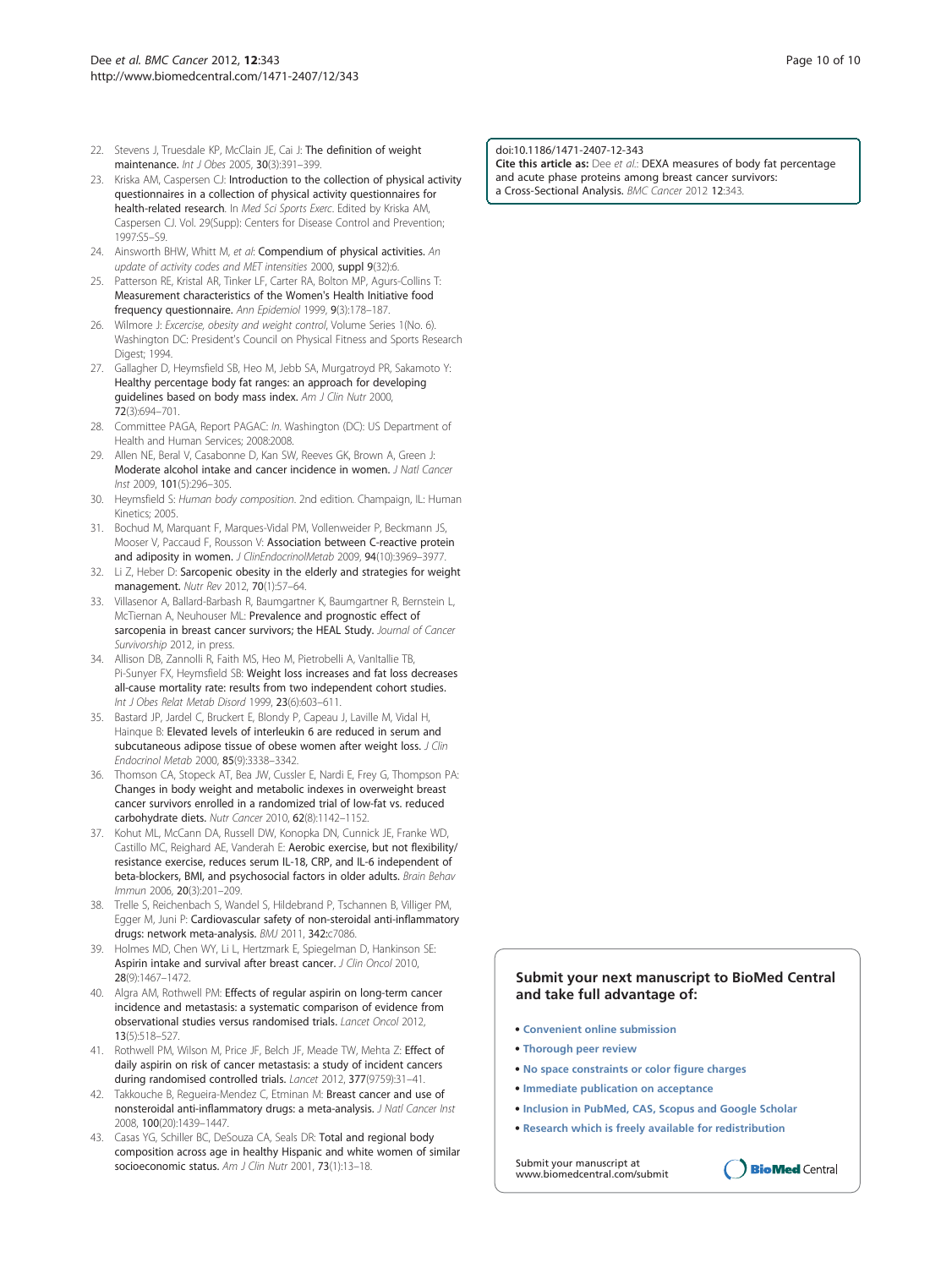22. Stevens J, Truesdale KP, McClain JE, Cai J: **The definition of weight maintenance.** *Int J Obes* 2005, **30**(3):391–399.
23. Kriska AM, Caspersen CJ: **Introduction to the collection of physical activity questionnaires in a collection of physical activity questionnaires for health-related research**. In *Med Sci Sports Exerc*. Edited by Kriska AM, Caspersen CJ. Vol. 29(Supp): Centers for Disease Control and Prevention; 1997:S5–S9.
24. Ainsworth BHW, Whitt M, *et al*: **Compendium of physical activities.** *An update of activity codes and MET intensities* 2000, **suppl** 9(32):6.
25. Patterson RE, Kristal AR, Tinker LF, Carter RA, Bolton MP, Agurs-Collins T: **Measurement characteristics of the Women's Health Initiative food frequency questionnaire.** *Ann Epidemiol* 1999, **9**(3):178–187.
26. Wilmore J: *Excercise, obesity and weight control*, Volume Series 1(No. 6). Washington DC: President's Council on Physical Fitness and Sports Research Digest; 1994.
27. Gallagher D, Heymsfield SB, Heo M, Jebb SA, Murgatroyd PR, Sakamoto Y: **Healthy percentage body fat ranges: an approach for developing guidelines based on body mass index.** *Am J Clin Nutr* 2000, **72**(3):694–701.
28. Committee PAGA, Report PAGAC: *In*. Washington (DC): US Department of Health and Human Services; 2008:2008.
29. Allen NE, Beral V, Casabonne D, Kan SW, Reeves GK, Brown A, Green J: **Moderate alcohol intake and cancer incidence in women.** *J Natl Cancer Inst* 2009, **101**(5):296–305.
30. Heymsfield S: *Human body composition*. 2nd edition. Champaign, IL: Human Kinetics; 2005.
31. Bochud M, Marquant F, Marques-Vidal PM, Vollenweider P, Beckmann JS, Mooser V, Paccaud F, Rousson V: **Association between C-reactive protein and adiposity in women.** *J ClinEndocrinolMetab* 2009, **94**(10):3969–3977.
32. Li Z, Heber D: **Sarcopenic obesity in the elderly and strategies for weight management.** *Nutr Rev* 2012, **70**(1):57–64.
33. Villasenor A, Ballard-Barbash R, Baumgartner K, Baumgartner R, Bernstein L, McTiernan A, Neuhouser ML: **Prevalence and prognostic effect of sarcopenia in breast cancer survivors; the HEAL Study.** *Journal of Cancer Survivorship* 2012, in press.
34. Allison DB, Zannolli R, Faith MS, Heo M, Pietrobelli A, VanItallie TB, Pi-Sunyer FX, Heymsfield SB: **Weight loss increases and fat loss decreases all-cause mortality rate: results from two independent cohort studies.** *Int J Obes Relat Metab Disord* 1999, **23**(6):603–611.
35. Bastard JP, Jardel C, Bruckert E, Blondy P, Capeau J, Laville M, Vidal H, Hainque B: **Elevated levels of interleukin 6 are reduced in serum and subcutaneous adipose tissue of obese women after weight loss.** *J Clin Endocrinol Metab* 2000, **85**(9):3338–3342.
36. Thomson CA, Stopeck AT, Bea JW, Cussler E, Nardi E, Frey G, Thompson PA: **Changes in body weight and metabolic indexes in overweight breast cancer survivors enrolled in a randomized trial of low-fat vs. reduced carbohydrate diets.** *Nutr Cancer* 2010, **62**(8):1142–1152.
37. Kohut ML, McCann DA, Russell DW, Konopka DN, Cunnick JE, Franke WD, Castillo MC, Reighard AE, Vanderah E: **Aerobic exercise, but not flexibility/resistance exercise, reduces serum IL-18, CRP, and IL-6 independent of beta-blockers, BMI, and psychosocial factors in older adults.** *Brain Behav Immun* 2006, **20**(3):201–209.
38. Trelle S, Reichenbach S, Wandel S, Hildebrand P, Tschannen B, Villiger PM, Egger M, Juni P: **Cardiovascular safety of non-steroidal anti-inflammatory drugs: network meta-analysis.** *BMJ* 2011, **342**:c7086.
39. Holmes MD, Chen WY, Li L, Hertzmark E, Spiegelman D, Hankinson SE: **Aspirin intake and survival after breast cancer.** *J Clin Oncol* 2010, **28**(9):1467–1472.
40. Algra AM, Rothwell PM: **Effects of regular aspirin on long-term cancer incidence and metastasis: a systematic comparison of evidence from observational studies versus randomised trials.** *Lancet Oncol* 2012, **13**(5):518–527.
41. Rothwell PM, Wilson M, Price JF, Belch JF, Meade TW, Mehta Z: **Effect of daily aspirin on risk of cancer metastasis: a study of incident cancers during randomised controlled trials.** *Lancet* 2012, **377**(9759):31–41.
42. Takkouche B, Regueira-Mendez C, Etminan M: **Breast cancer and use of nonsteroidal anti-inflammatory drugs: a meta-analysis.** *J Natl Cancer Inst* 2008, **100**(20):1439–1447.
43. Casas YG, Schiller BC, DeSouza CA, Seals DR: **Total and regional body composition across age in healthy Hispanic and white women of similar socioeconomic status.** *Am J Clin Nutr* 2001, **73**(1):13–18.

doi:10.1186/1471-2407-12-343
**Cite this article as:** Dee *et al.*: DEXA measures of body fat percentage and acute phase proteins among breast cancer survivors: a Cross-Sectional Analysis. *BMC Cancer* 2012 **12**:343.

**Submit your next manuscript to BioMed Central and take full advantage of:**

- **Convenient online submission**
- **Thorough peer review**
- **No space constraints or color figure charges**
- **Immediate publication on acceptance**
- **Inclusion in PubMed, CAS, Scopus and Google Scholar**
- **Research which is freely available for redistribution**

Submit your manuscript at
www.biomedcentral.com/submit

BioMed Central